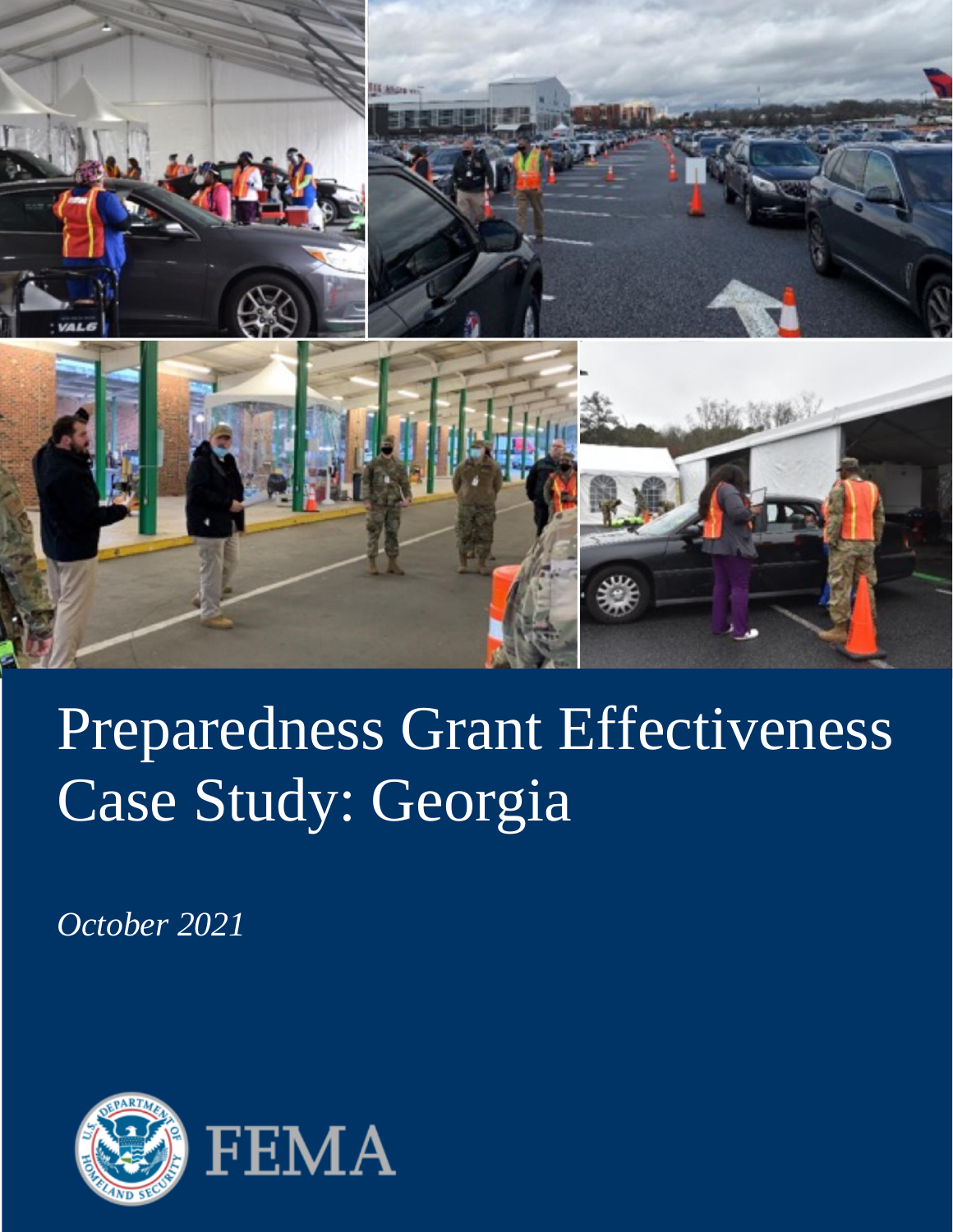# Preparedness Grant Effectiveness Case Study: Georgia

*October 2021*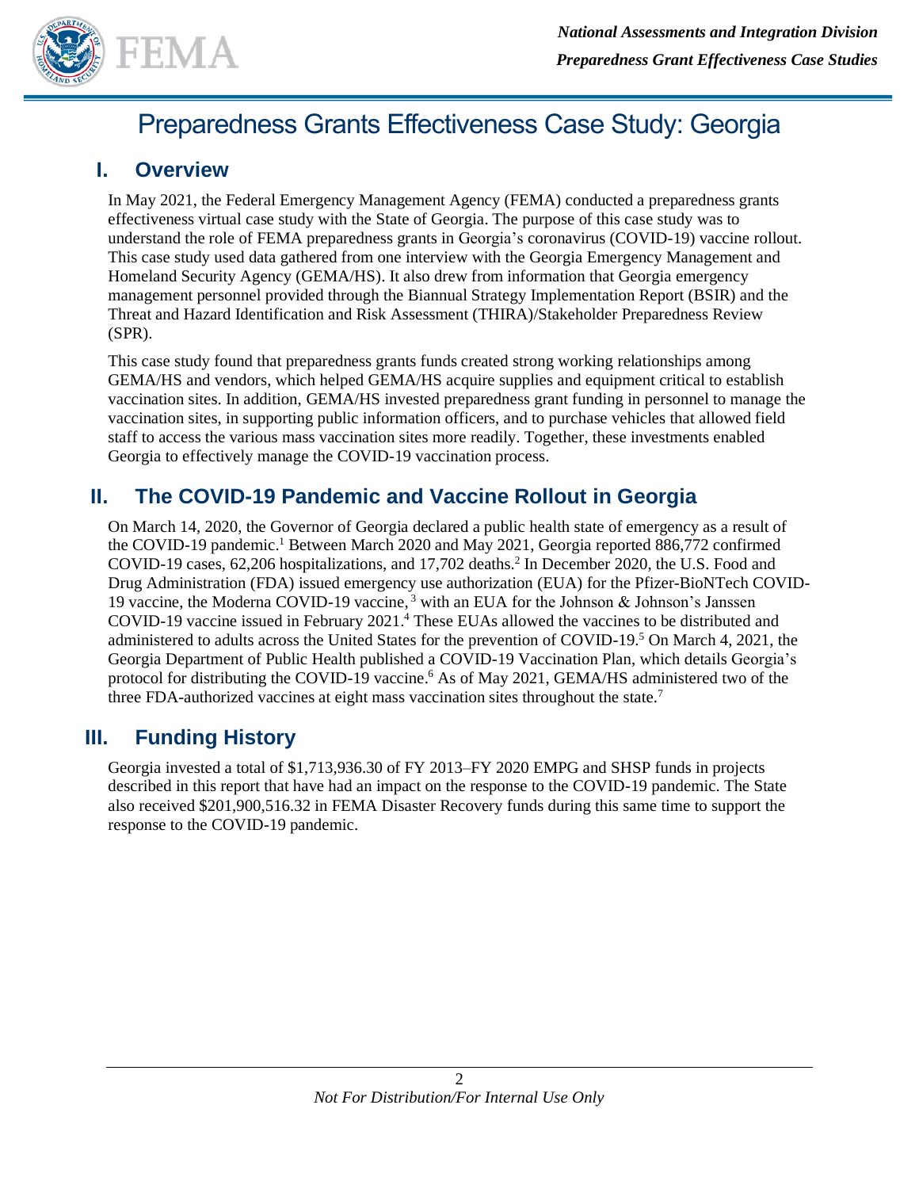# Preparedness Grants Effectiveness Case Study: Georgia

## I. Overview

In May 2021, the Federal Emergency Management Agency (FEMA) conducted a preparedness grants effectiveness virtual case study with the State of Georgia. The purpose of this case study was to understand the role of FEMA preparedness grants in Georgia's coronavirus (COVID-19) vaccine rollout. This case study used data gathered from one interview with the Georgia Emergency Management and Homeland Security Agency (GEMA/HS). It also drew from information that Georgia emergency management personnel provided through the Biannual Strategy Implementation Report (BSIR) and the Threat and Hazard Identification and Risk Assessment (THIRA)/Stakeholder Preparedness Review (SPR).

This case study found that preparedness grants funds created strong working relationships among GEMA/HS and vendors, which helped GEMA/HS acquire supplies and equipment critical to establish vaccination sites. In addition, GEMA/HS invested preparedness grant funding in personnel to manage the vaccination sites, in supporting public information officers, and to purchase vehicles that allowed field staff to access the various mass vaccination sites more readily. Together, these investments enabled Georgia to effectively manage the COVID-19 vaccination process.

## II. The COVID-19 Pandemic and Vaccine Rollout in Georgia

On March 14, 2020, the Governor of Georgia declared a public health state of emergency as a result of the COVID-19 pandemic.[1] Between March 2020 and May 2021, Georgia reported 886,772 confirmed COVID-19 cases, 62,206 hospitalizations, and 17,702 deaths.[2] In December 2020, the U.S. Food and Drug Administration (FDA) issued emergency use authorization (EUA) for the Pfizer-BioNTech COVID-19 vaccine, the Moderna COVID-19 vaccine,[3] with an EUA for the Johnson & Johnson's Janssen COVID-19 vaccine issued in February 2021.[4] These EUAs allowed the vaccines to be distributed and administered to adults across the United States for the prevention of COVID-19.[5] On March 4, 2021, the Georgia Department of Public Health published a COVID-19 Vaccination Plan, which details Georgia's protocol for distributing the COVID-19 vaccine.[6] As of May 2021, GEMA/HS administered two of the three FDA-authorized vaccines at eight mass vaccination sites throughout the state.[7]

## III. Funding History

Georgia invested a total of $1,713,936.30 of FY 2013–FY 2020 EMPG and SHSP funds in projects described in this report that have had an impact on the response to the COVID-19 pandemic. The State also received $201,900,516.32 in FEMA Disaster Recovery funds during this same time to support the response to the COVID-19 pandemic.

*Not For Distribution/For Internal Use Only*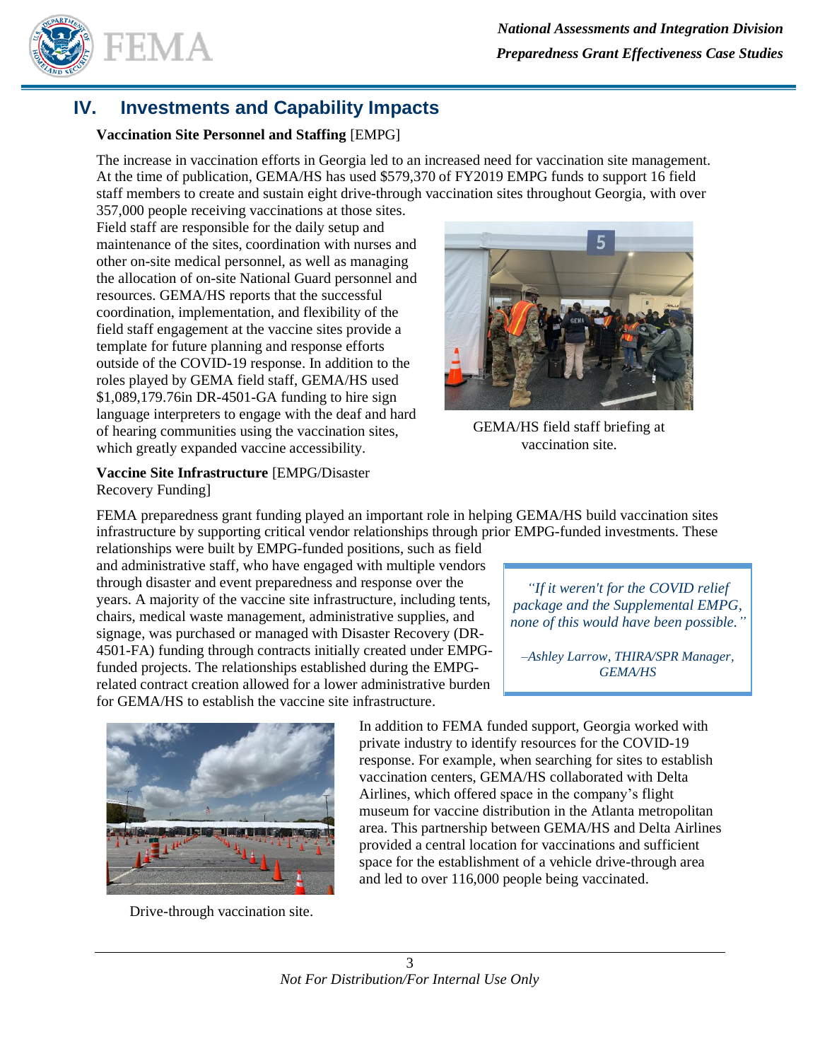## IV. Investments and Capability Impacts

**Vaccination Site Personnel and Staffing** [EMPG]

The increase in vaccination efforts in Georgia led to an increased need for vaccination site management. At the time of publication, GEMA/HS has used $579,370 of FY2019 EMPG funds to support 16 field staff members to create and sustain eight drive-through vaccination sites throughout Georgia, with over 357,000 people receiving vaccinations at those sites. Field staff are responsible for the daily setup and maintenance of the sites, coordination with nurses and other on-site medical personnel, as well as managing the allocation of on-site National Guard personnel and resources. GEMA/HS reports that the successful coordination, implementation, and flexibility of the field staff engagement at the vaccine sites provide a template for future planning and response efforts outside of the COVID-19 response. In addition to the roles played by GEMA field staff, GEMA/HS used $1,089,179.76in DR-4501-GA funding to hire sign language interpreters to engage with the deaf and hard of hearing communities using the vaccination sites, which greatly expanded vaccine accessibility.

GEMA/HS field staff briefing at vaccination site.

**Vaccine Site Infrastructure** [EMPG/Disaster Recovery Funding]

FEMA preparedness grant funding played an important role in helping GEMA/HS build vaccination sites infrastructure by supporting critical vendor relationships through prior EMPG-funded investments. These relationships were built by EMPG-funded positions, such as field and administrative staff, who have engaged with multiple vendors through disaster and event preparedness and response over the years. A majority of the vaccine site infrastructure, including tents, chairs, medical waste management, administrative supplies, and signage, was purchased or managed with Disaster Recovery (DR-4501-FA) funding through contracts initially created under EMPG-funded projects. The relationships established during the EMPG-related contract creation allowed for a lower administrative burden for GEMA/HS to establish the vaccine site infrastructure.

> *"If it weren't for the COVID relief package and the Supplemental EMPG, none of this would have been possible."*
>
> *–Ashley Larrow, THIRA/SPR Manager, GEMA/HS*

In addition to FEMA funded support, Georgia worked with private industry to identify resources for the COVID-19 response. For example, when searching for sites to establish vaccination centers, GEMA/HS collaborated with Delta Airlines, which offered space in the company's flight museum for vaccine distribution in the Atlanta metropolitan area. This partnership between GEMA/HS and Delta Airlines provided a central location for vaccinations and sufficient space for the establishment of a vehicle drive-through area and led to over 116,000 people being vaccinated.

Drive-through vaccination site.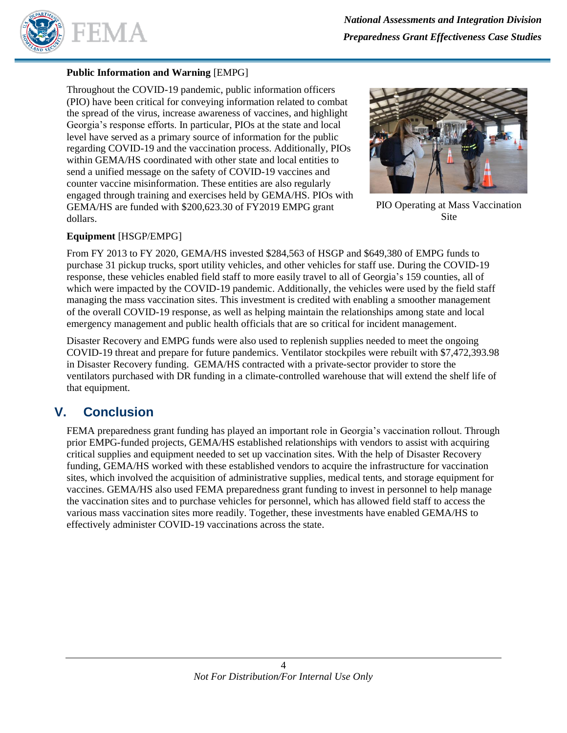**Public Information and Warning** [EMPG]

Throughout the COVID-19 pandemic, public information officers (PIO) have been critical for conveying information related to combat the spread of the virus, increase awareness of vaccines, and highlight Georgia's response efforts. In particular, PIOs at the state and local level have served as a primary source of information for the public regarding COVID-19 and the vaccination process. Additionally, PIOs within GEMA/HS coordinated with other state and local entities to send a unified message on the safety of COVID-19 vaccines and counter vaccine misinformation. These entities are also regularly engaged through training and exercises held by GEMA/HS. PIOs with GEMA/HS are funded with $200,623.30 of FY2019 EMPG grant dollars.

PIO Operating at Mass Vaccination Site

**Equipment** [HSGP/EMPG]

From FY 2013 to FY 2020, GEMA/HS invested $284,563 of HSGP and $649,380 of EMPG funds to purchase 31 pickup trucks, sport utility vehicles, and other vehicles for staff use. During the COVID-19 response, these vehicles enabled field staff to more easily travel to all of Georgia's 159 counties, all of which were impacted by the COVID-19 pandemic. Additionally, the vehicles were used by the field staff managing the mass vaccination sites. This investment is credited with enabling a smoother management of the overall COVID-19 response, as well as helping maintain the relationships among state and local emergency management and public health officials that are so critical for incident management.

Disaster Recovery and EMPG funds were also used to replenish supplies needed to meet the ongoing COVID-19 threat and prepare for future pandemics. Ventilator stockpiles were rebuilt with $7,472,393.98 in Disaster Recovery funding. GEMA/HS contracted with a private-sector provider to store the ventilators purchased with DR funding in a climate-controlled warehouse that will extend the shelf life of that equipment.

## V. Conclusion

FEMA preparedness grant funding has played an important role in Georgia's vaccination rollout. Through prior EMPG-funded projects, GEMA/HS established relationships with vendors to assist with acquiring critical supplies and equipment needed to set up vaccination sites. With the help of Disaster Recovery funding, GEMA/HS worked with these established vendors to acquire the infrastructure for vaccination sites, which involved the acquisition of administrative supplies, medical tents, and storage equipment for vaccines. GEMA/HS also used FEMA preparedness grant funding to invest in personnel to help manage the vaccination sites and to purchase vehicles for personnel, which has allowed field staff to access the various mass vaccination sites more readily. Together, these investments have enabled GEMA/HS to effectively administer COVID-19 vaccinations across the state.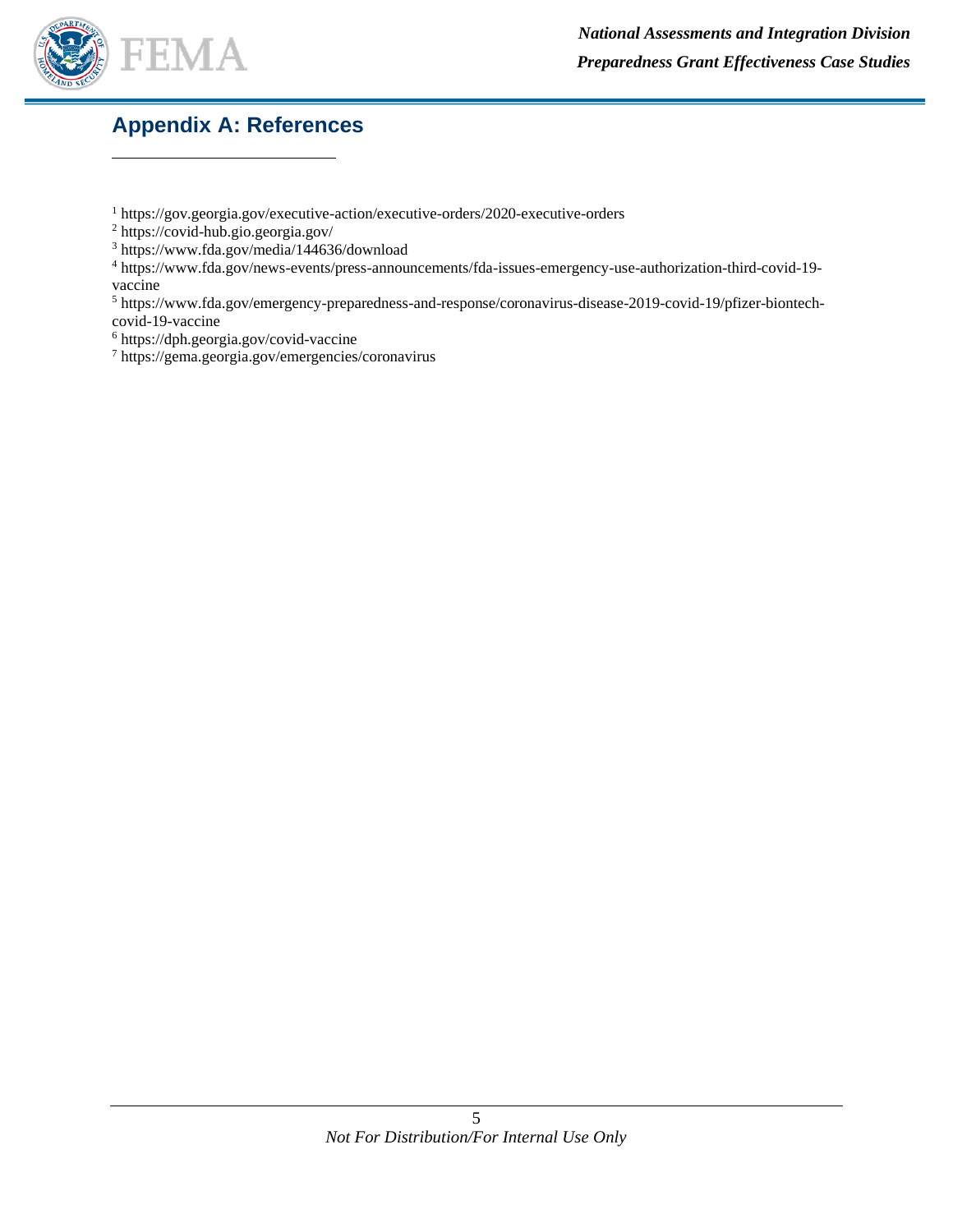## Appendix A: References

[1] https://gov.georgia.gov/executive-action/executive-orders/2020-executive-orders
[2] https://covid-hub.gio.georgia.gov/
[3] https://www.fda.gov/media/144636/download
[4] https://www.fda.gov/news-events/press-announcements/fda-issues-emergency-use-authorization-third-covid-19-vaccine
[5] https://www.fda.gov/emergency-preparedness-and-response/coronavirus-disease-2019-covid-19/pfizer-biontech-covid-19-vaccine
[6] https://dph.georgia.gov/covid-vaccine
[7] https://gema.georgia.gov/emergencies/coronavirus

*Not For Distribution/For Internal Use Only*